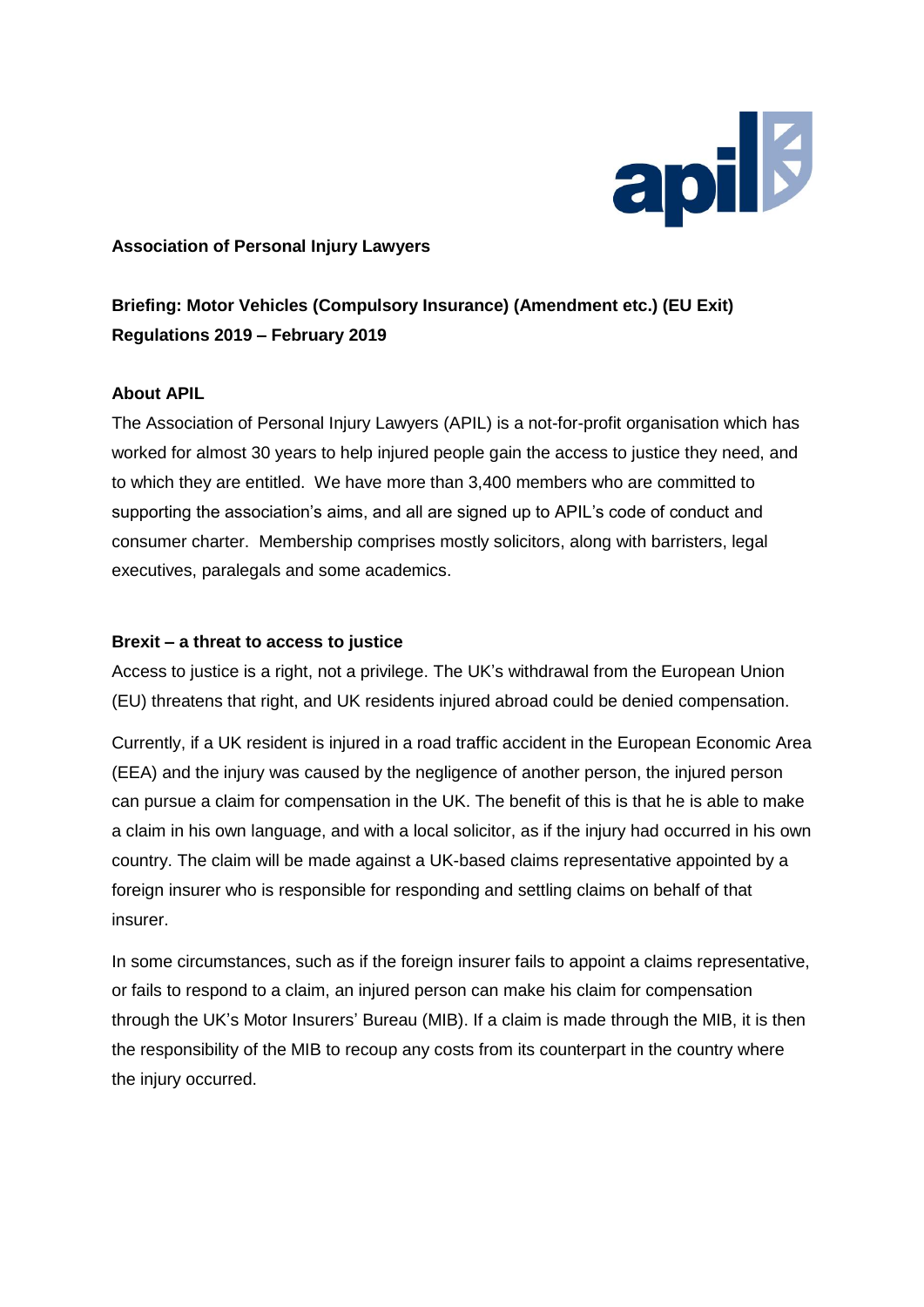**Association of Personal Injury Lawyers**

# Briefing: Motor Vehicles (Compulsory Insurance) (Amendment etc.) (EU Exit) Regulations 2019 – February 2019

## About APIL

The Association of Personal Injury Lawyers (APIL) is a not-for-profit organisation which has worked for almost 30 years to help injured people gain the access to justice they need, and to which they are entitled. We have more than 3,400 members who are committed to supporting the association's aims, and all are signed up to APIL's code of conduct and consumer charter. Membership comprises mostly solicitors, along with barristers, legal executives, paralegals and some academics.

## Brexit – a threat to access to justice

Access to justice is a right, not a privilege. The UK's withdrawal from the European Union (EU) threatens that right, and UK residents injured abroad could be denied compensation.

Currently, if a UK resident is injured in a road traffic accident in the European Economic Area (EEA) and the injury was caused by the negligence of another person, the injured person can pursue a claim for compensation in the UK. The benefit of this is that he is able to make a claim in his own language, and with a local solicitor, as if the injury had occurred in his own country. The claim will be made against a UK-based claims representative appointed by a foreign insurer who is responsible for responding and settling claims on behalf of that insurer.

In some circumstances, such as if the foreign insurer fails to appoint a claims representative, or fails to respond to a claim, an injured person can make his claim for compensation through the UK's Motor Insurers' Bureau (MIB). If a claim is made through the MIB, it is then the responsibility of the MIB to recoup any costs from its counterpart in the country where the injury occurred.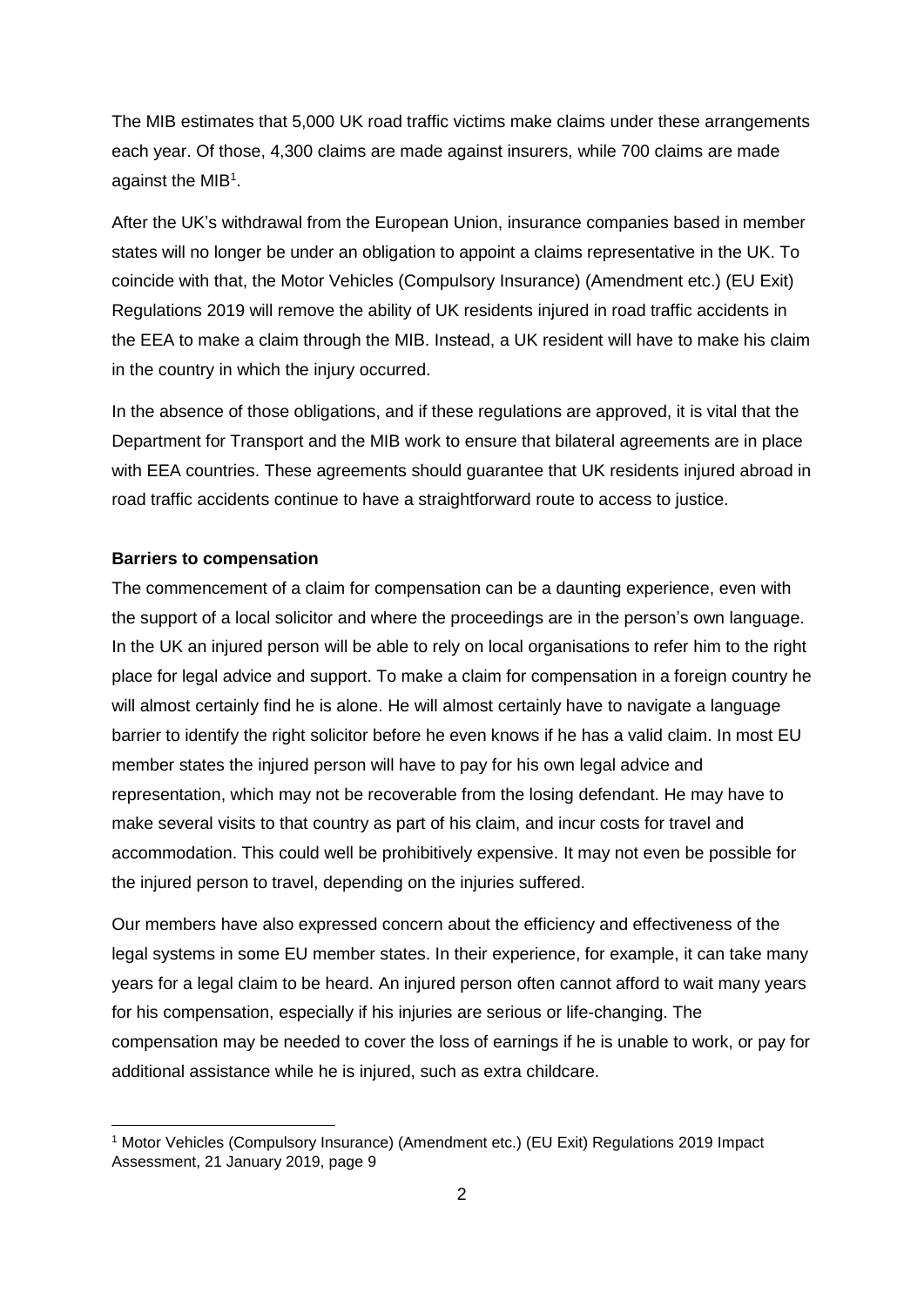The MIB estimates that 5,000 UK road traffic victims make claims under these arrangements each year. Of those, 4,300 claims are made against insurers, while 700 claims are made against the MIB[1].

After the UK's withdrawal from the European Union, insurance companies based in member states will no longer be under an obligation to appoint a claims representative in the UK. To coincide with that, the Motor Vehicles (Compulsory Insurance) (Amendment etc.) (EU Exit) Regulations 2019 will remove the ability of UK residents injured in road traffic accidents in the EEA to make a claim through the MIB. Instead, a UK resident will have to make his claim in the country in which the injury occurred.

In the absence of those obligations, and if these regulations are approved, it is vital that the Department for Transport and the MIB work to ensure that bilateral agreements are in place with EEA countries. These agreements should guarantee that UK residents injured abroad in road traffic accidents continue to have a straightforward route to access to justice.

**Barriers to compensation**

The commencement of a claim for compensation can be a daunting experience, even with the support of a local solicitor and where the proceedings are in the person's own language. In the UK an injured person will be able to rely on local organisations to refer him to the right place for legal advice and support. To make a claim for compensation in a foreign country he will almost certainly find he is alone. He will almost certainly have to navigate a language barrier to identify the right solicitor before he even knows if he has a valid claim. In most EU member states the injured person will have to pay for his own legal advice and representation, which may not be recoverable from the losing defendant. He may have to make several visits to that country as part of his claim, and incur costs for travel and accommodation. This could well be prohibitively expensive. It may not even be possible for the injured person to travel, depending on the injuries suffered.

Our members have also expressed concern about the efficiency and effectiveness of the legal systems in some EU member states. In their experience, for example, it can take many years for a legal claim to be heard. An injured person often cannot afford to wait many years for his compensation, especially if his injuries are serious or life-changing. The compensation may be needed to cover the loss of earnings if he is unable to work, or pay for additional assistance while he is injured, such as extra childcare.

[1] Motor Vehicles (Compulsory Insurance) (Amendment etc.) (EU Exit) Regulations 2019 Impact Assessment, 21 January 2019, page 9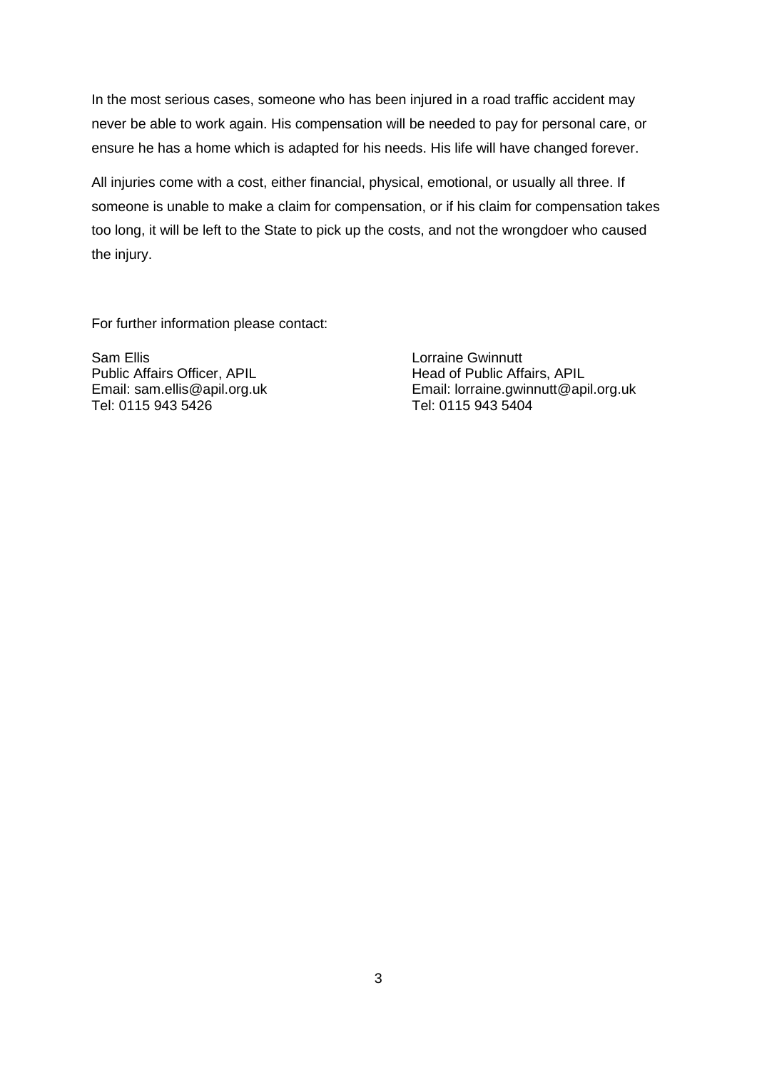In the most serious cases, someone who has been injured in a road traffic accident may never be able to work again. His compensation will be needed to pay for personal care, or ensure he has a home which is adapted for his needs. His life will have changed forever.

All injuries come with a cost, either financial, physical, emotional, or usually all three. If someone is unable to make a claim for compensation, or if his claim for compensation takes too long, it will be left to the State to pick up the costs, and not the wrongdoer who caused the injury.

For further information please contact:

Sam Ellis
Public Affairs Officer, APIL
Email: sam.ellis@apil.org.uk
Tel: 0115 943 5426

Lorraine Gwinnutt
Head of Public Affairs, APIL
Email: lorraine.gwinnutt@apil.org.uk
Tel: 0115 943 5404